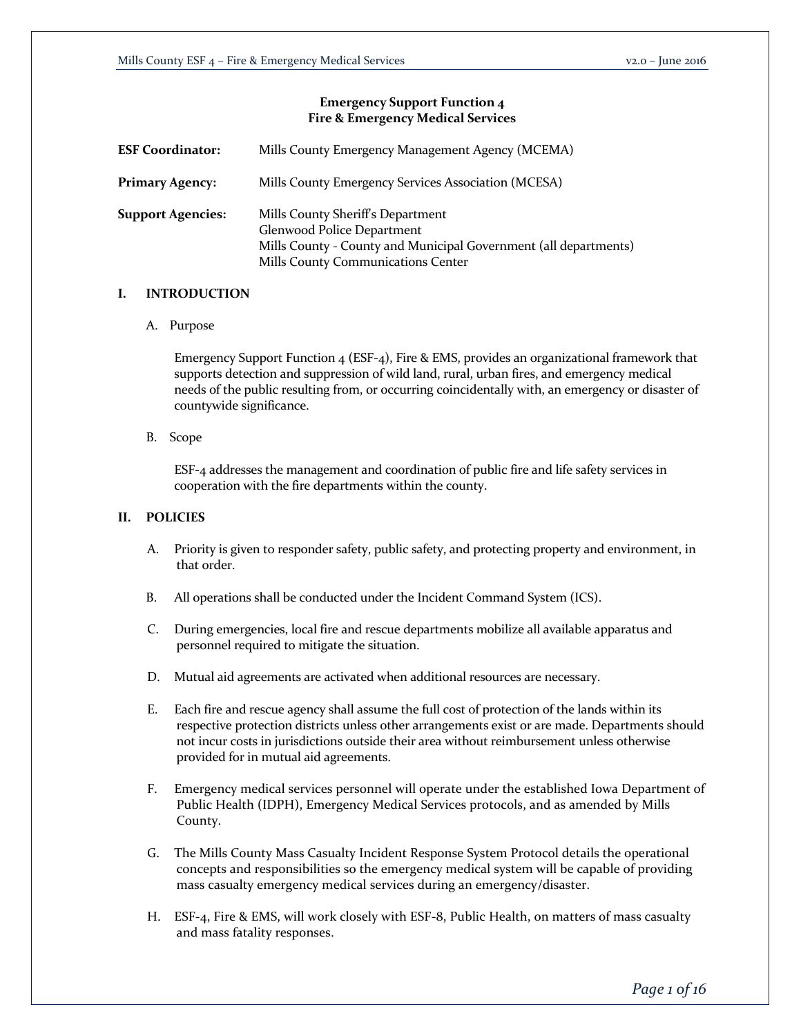**Emergency Support Function 4**
**Fire & Emergency Medical Services**

**ESF Coordinator:** Mills County Emergency Management Agency (MCEMA)

**Primary Agency:** Mills County Emergency Services Association (MCESA)

**Support Agencies:** Mills County Sheriff's Department
Glenwood Police Department
Mills County - County and Municipal Government (all departments)
Mills County Communications Center

## I. INTRODUCTION

### A. Purpose

Emergency Support Function 4 (ESF-4), Fire & EMS, provides an organizational framework that supports detection and suppression of wild land, rural, urban fires, and emergency medical needs of the public resulting from, or occurring coincidentally with, an emergency or disaster of countywide significance.

### B. Scope

ESF-4 addresses the management and coordination of public fire and life safety services in cooperation with the fire departments within the county.

## II. POLICIES

A. Priority is given to responder safety, public safety, and protecting property and environment, in that order.

B. All operations shall be conducted under the Incident Command System (ICS).

C. During emergencies, local fire and rescue departments mobilize all available apparatus and personnel required to mitigate the situation.

D. Mutual aid agreements are activated when additional resources are necessary.

E. Each fire and rescue agency shall assume the full cost of protection of the lands within its respective protection districts unless other arrangements exist or are made. Departments should not incur costs in jurisdictions outside their area without reimbursement unless otherwise provided for in mutual aid agreements.

F. Emergency medical services personnel will operate under the established Iowa Department of Public Health (IDPH), Emergency Medical Services protocols, and as amended by Mills County.

G. The Mills County Mass Casualty Incident Response System Protocol details the operational concepts and responsibilities so the emergency medical system will be capable of providing mass casualty emergency medical services during an emergency/disaster.

H. ESF-4, Fire & EMS, will work closely with ESF-8, Public Health, on matters of mass casualty and mass fatality responses.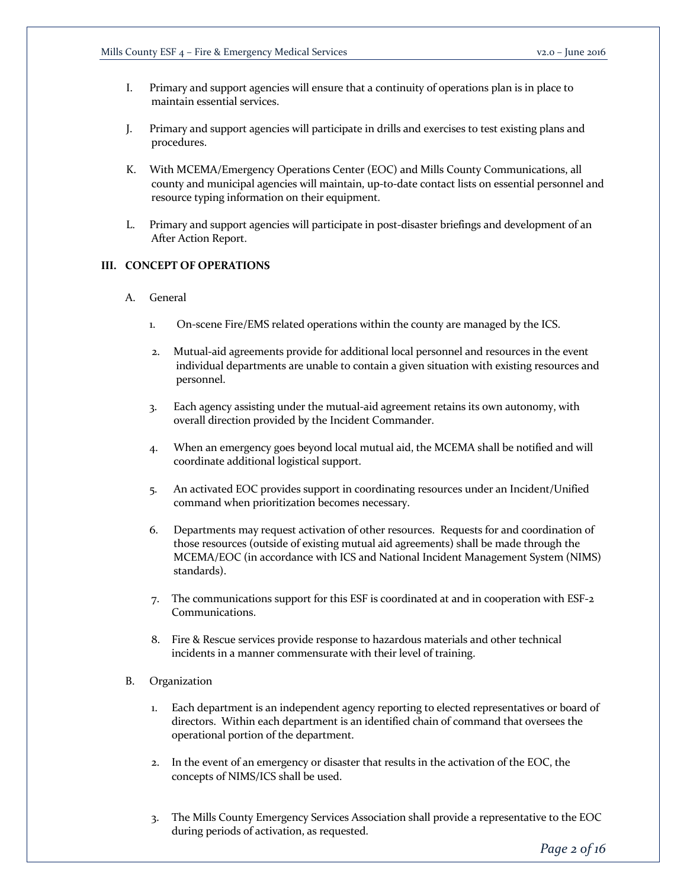I. Primary and support agencies will ensure that a continuity of operations plan is in place to maintain essential services.

J. Primary and support agencies will participate in drills and exercises to test existing plans and procedures.

K. With MCEMA/Emergency Operations Center (EOC) and Mills County Communications, all county and municipal agencies will maintain, up-to-date contact lists on essential personnel and resource typing information on their equipment.

L. Primary and support agencies will participate in post-disaster briefings and development of an After Action Report.

## III. CONCEPT OF OPERATIONS

A. General

1. On-scene Fire/EMS related operations within the county are managed by the ICS.

2. Mutual-aid agreements provide for additional local personnel and resources in the event individual departments are unable to contain a given situation with existing resources and personnel.

3. Each agency assisting under the mutual-aid agreement retains its own autonomy, with overall direction provided by the Incident Commander.

4. When an emergency goes beyond local mutual aid, the MCEMA shall be notified and will coordinate additional logistical support.

5. An activated EOC provides support in coordinating resources under an Incident/Unified command when prioritization becomes necessary.

6. Departments may request activation of other resources. Requests for and coordination of those resources (outside of existing mutual aid agreements) shall be made through the MCEMA/EOC (in accordance with ICS and National Incident Management System (NIMS) standards).

7. The communications support for this ESF is coordinated at and in cooperation with ESF-2 Communications.

8. Fire & Rescue services provide response to hazardous materials and other technical incidents in a manner commensurate with their level of training.

B. Organization

1. Each department is an independent agency reporting to elected representatives or board of directors. Within each department is an identified chain of command that oversees the operational portion of the department.

2. In the event of an emergency or disaster that results in the activation of the EOC, the concepts of NIMS/ICS shall be used.

3. The Mills County Emergency Services Association shall provide a representative to the EOC during periods of activation, as requested.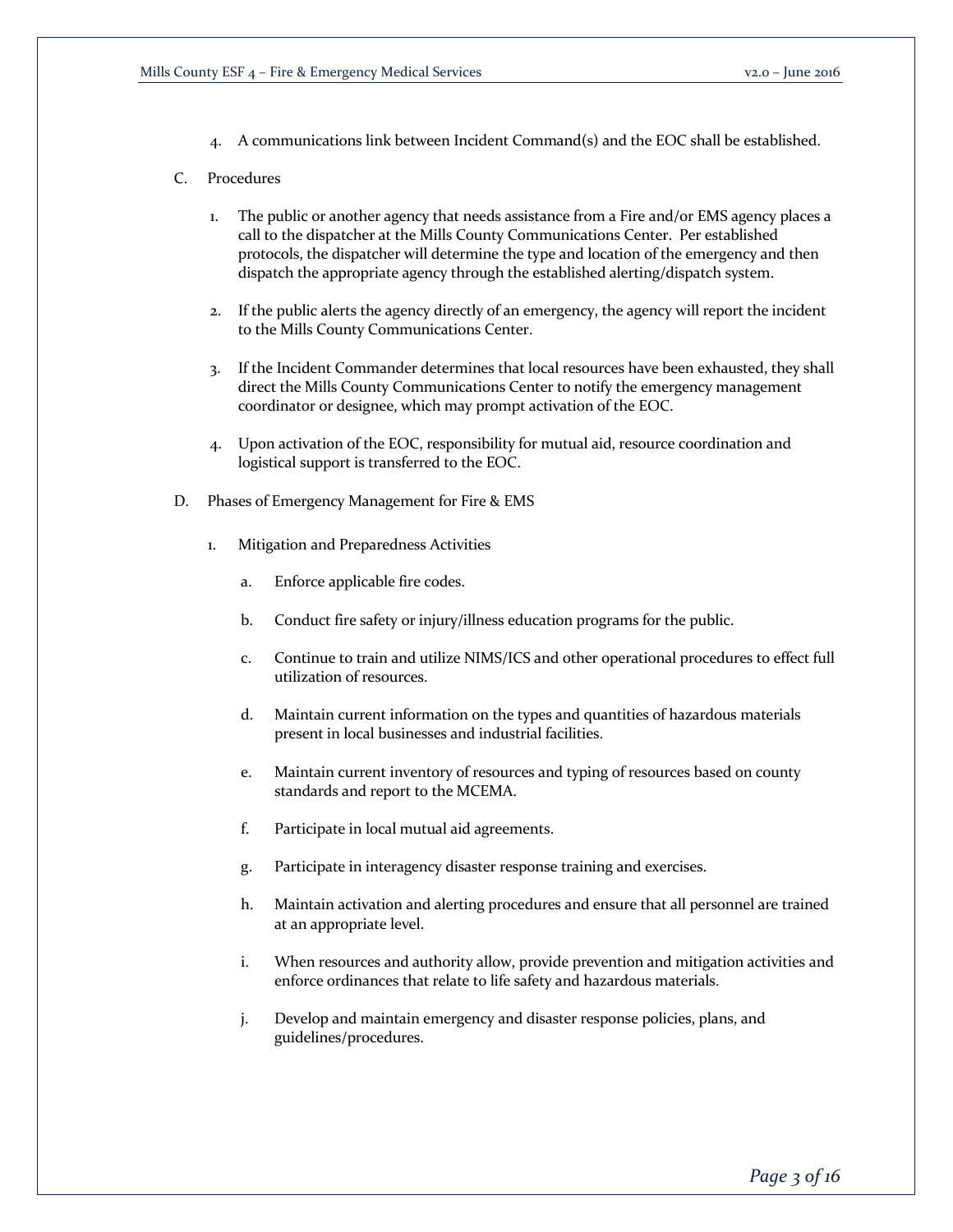4. A communications link between Incident Command(s) and the EOC shall be established.

C. Procedures

1. The public or another agency that needs assistance from a Fire and/or EMS agency places a call to the dispatcher at the Mills County Communications Center. Per established protocols, the dispatcher will determine the type and location of the emergency and then dispatch the appropriate agency through the established alerting/dispatch system.

2. If the public alerts the agency directly of an emergency, the agency will report the incident to the Mills County Communications Center.

3. If the Incident Commander determines that local resources have been exhausted, they shall direct the Mills County Communications Center to notify the emergency management coordinator or designee, which may prompt activation of the EOC.

4. Upon activation of the EOC, responsibility for mutual aid, resource coordination and logistical support is transferred to the EOC.

D. Phases of Emergency Management for Fire & EMS

1. Mitigation and Preparedness Activities

   a. Enforce applicable fire codes.

   b. Conduct fire safety or injury/illness education programs for the public.

   c. Continue to train and utilize NIMS/ICS and other operational procedures to effect full utilization of resources.

   d. Maintain current information on the types and quantities of hazardous materials present in local businesses and industrial facilities.

   e. Maintain current inventory of resources and typing of resources based on county standards and report to the MCEMA.

   f. Participate in local mutual aid agreements.

   g. Participate in interagency disaster response training and exercises.

   h. Maintain activation and alerting procedures and ensure that all personnel are trained at an appropriate level.

   i. When resources and authority allow, provide prevention and mitigation activities and enforce ordinances that relate to life safety and hazardous materials.

   j. Develop and maintain emergency and disaster response policies, plans, and guidelines/procedures.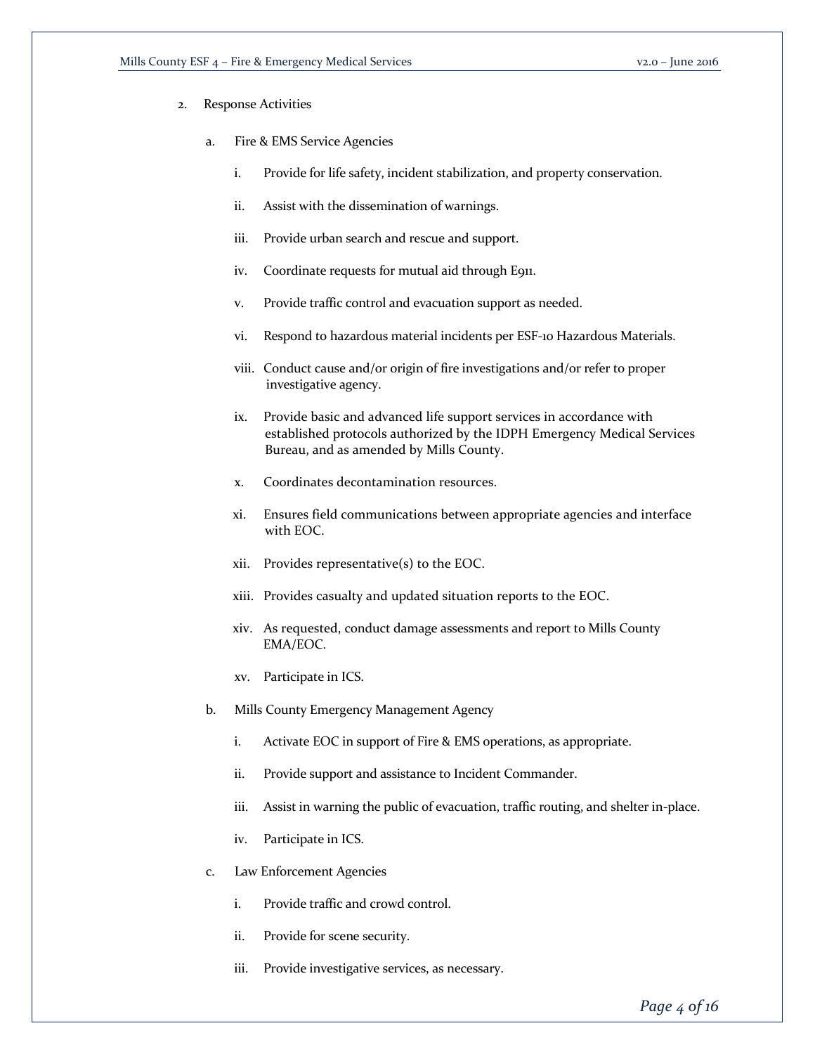2. Response Activities

   a. Fire & EMS Service Agencies

      i. Provide for life safety, incident stabilization, and property conservation.

      ii. Assist with the dissemination of warnings.

      iii. Provide urban search and rescue and support.

      iv. Coordinate requests for mutual aid through E911.

      v. Provide traffic control and evacuation support as needed.

      vi. Respond to hazardous material incidents per ESF-10 Hazardous Materials.

      viii. Conduct cause and/or origin of fire investigations and/or refer to proper investigative agency.

      ix. Provide basic and advanced life support services in accordance with established protocols authorized by the IDPH Emergency Medical Services Bureau, and as amended by Mills County.

      x. Coordinates decontamination resources.

      xi. Ensures field communications between appropriate agencies and interface with EOC.

      xii. Provides representative(s) to the EOC.

      xiii. Provides casualty and updated situation reports to the EOC.

      xiv. As requested, conduct damage assessments and report to Mills County EMA/EOC.

      xv. Participate in ICS.

   b. Mills County Emergency Management Agency

      i. Activate EOC in support of Fire & EMS operations, as appropriate.

      ii. Provide support and assistance to Incident Commander.

      iii. Assist in warning the public of evacuation, traffic routing, and shelter in-place.

      iv. Participate in ICS.

   c. Law Enforcement Agencies

      i. Provide traffic and crowd control.

      ii. Provide for scene security.

      iii. Provide investigative services, as necessary.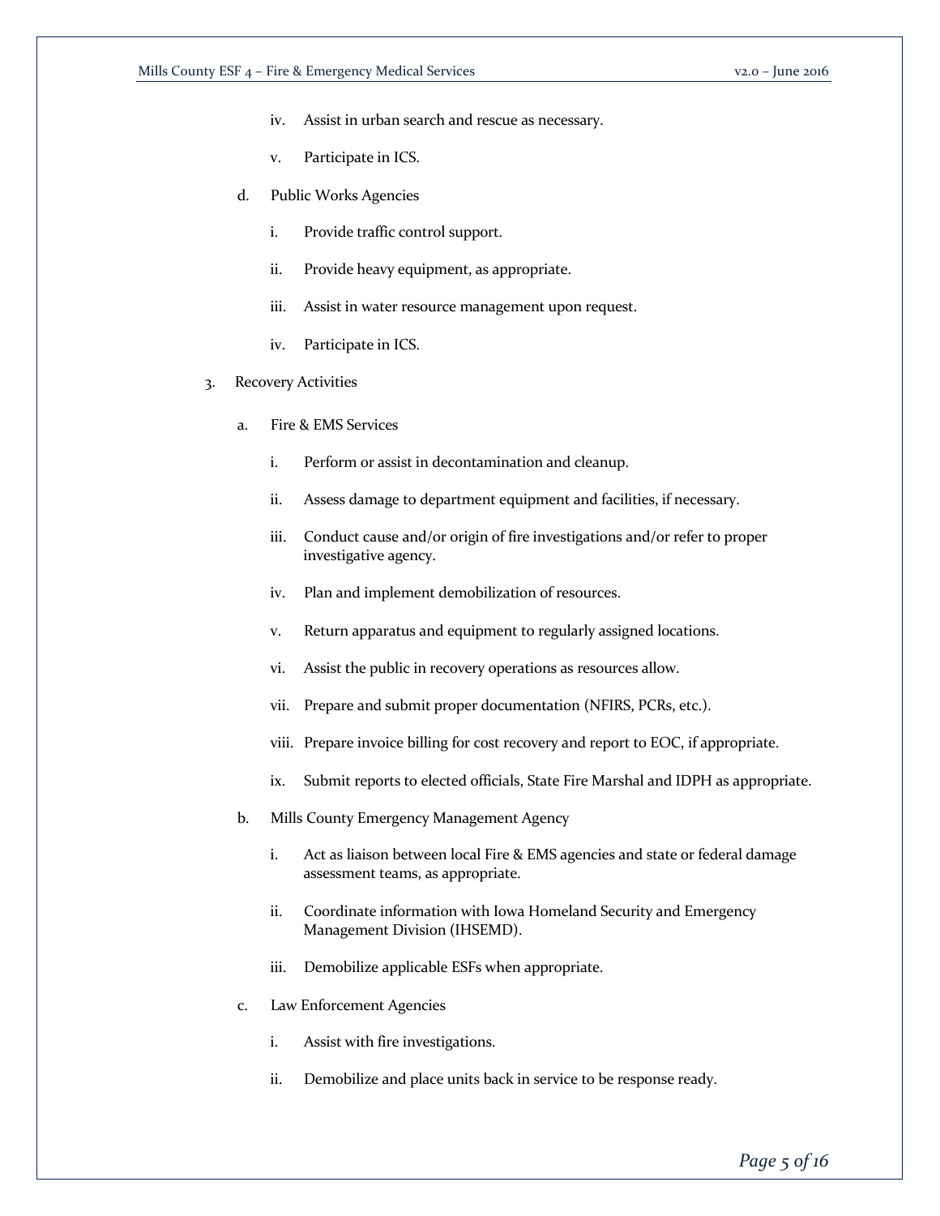iv. Assist in urban search and rescue as necessary.

v. Participate in ICS.

d. Public Works Agencies

i. Provide traffic control support.

ii. Provide heavy equipment, as appropriate.

iii. Assist in water resource management upon request.

iv. Participate in ICS.

3. Recovery Activities

a. Fire & EMS Services

i. Perform or assist in decontamination and cleanup.

ii. Assess damage to department equipment and facilities, if necessary.

iii. Conduct cause and/or origin of fire investigations and/or refer to proper investigative agency.

iv. Plan and implement demobilization of resources.

v. Return apparatus and equipment to regularly assigned locations.

vi. Assist the public in recovery operations as resources allow.

vii. Prepare and submit proper documentation (NFIRS, PCRs, etc.).

viii. Prepare invoice billing for cost recovery and report to EOC, if appropriate.

ix. Submit reports to elected officials, State Fire Marshal and IDPH as appropriate.

b. Mills County Emergency Management Agency

i. Act as liaison between local Fire & EMS agencies and state or federal damage assessment teams, as appropriate.

ii. Coordinate information with Iowa Homeland Security and Emergency Management Division (IHSEMD).

iii. Demobilize applicable ESFs when appropriate.

c. Law Enforcement Agencies

i. Assist with fire investigations.

ii. Demobilize and place units back in service to be response ready.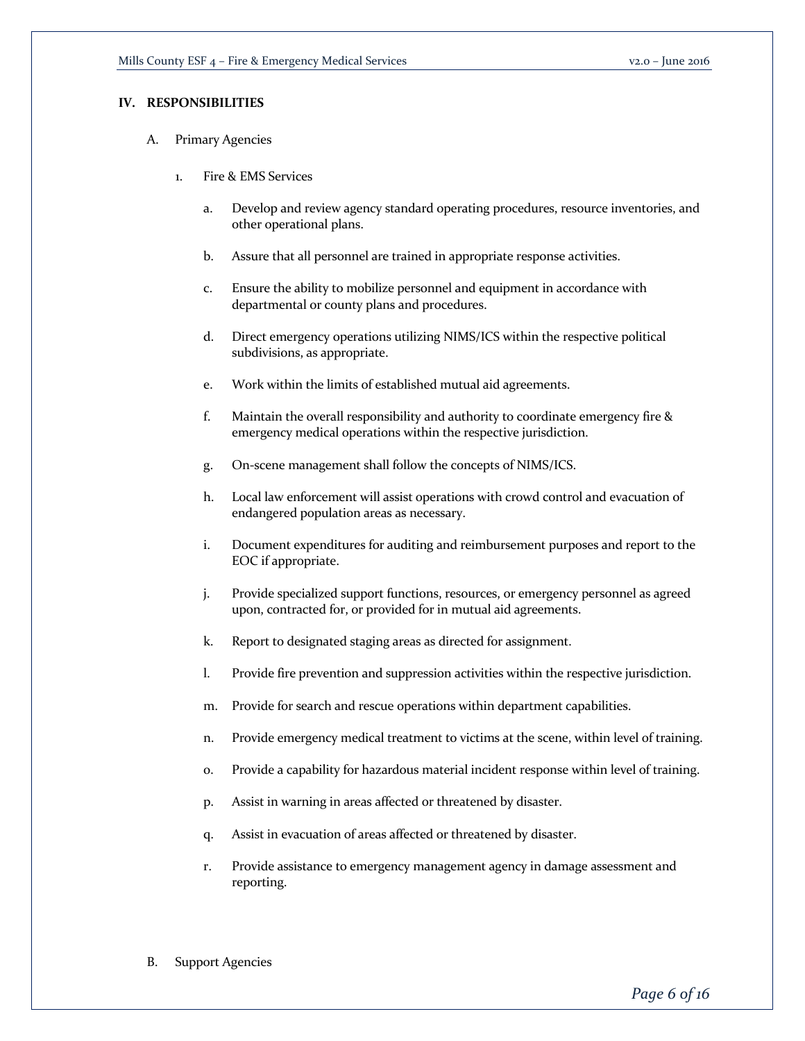## IV. RESPONSIBILITIES

A. Primary Agencies

1. Fire & EMS Services

   a. Develop and review agency standard operating procedures, resource inventories, and other operational plans.

   b. Assure that all personnel are trained in appropriate response activities.

   c. Ensure the ability to mobilize personnel and equipment in accordance with departmental or county plans and procedures.

   d. Direct emergency operations utilizing NIMS/ICS within the respective political subdivisions, as appropriate.

   e. Work within the limits of established mutual aid agreements.

   f. Maintain the overall responsibility and authority to coordinate emergency fire & emergency medical operations within the respective jurisdiction.

   g. On-scene management shall follow the concepts of NIMS/ICS.

   h. Local law enforcement will assist operations with crowd control and evacuation of endangered population areas as necessary.

   i. Document expenditures for auditing and reimbursement purposes and report to the EOC if appropriate.

   j. Provide specialized support functions, resources, or emergency personnel as agreed upon, contracted for, or provided for in mutual aid agreements.

   k. Report to designated staging areas as directed for assignment.

   l. Provide fire prevention and suppression activities within the respective jurisdiction.

   m. Provide for search and rescue operations within department capabilities.

   n. Provide emergency medical treatment to victims at the scene, within level of training.

   o. Provide a capability for hazardous material incident response within level of training.

   p. Assist in warning in areas affected or threatened by disaster.

   q. Assist in evacuation of areas affected or threatened by disaster.

   r. Provide assistance to emergency management agency in damage assessment and reporting.

B. Support Agencies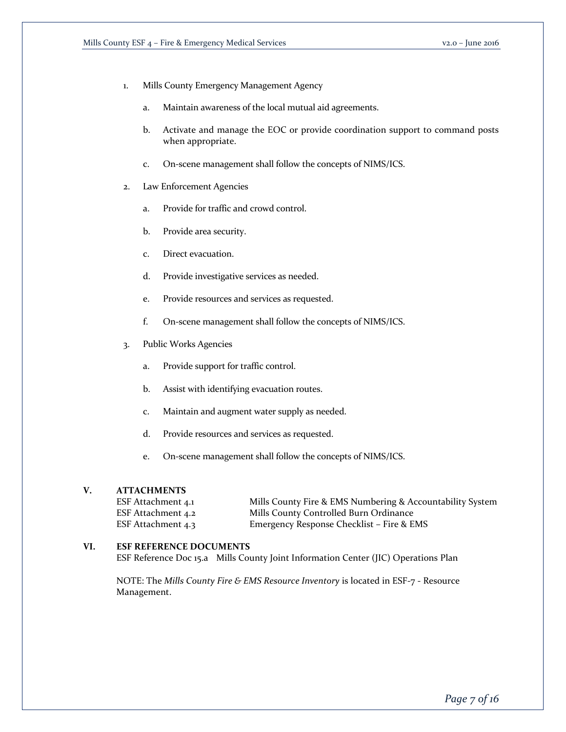1. Mills County Emergency Management Agency

    a. Maintain awareness of the local mutual aid agreements.

    b. Activate and manage the EOC or provide coordination support to command posts when appropriate.

    c. On-scene management shall follow the concepts of NIMS/ICS.

2. Law Enforcement Agencies

    a. Provide for traffic and crowd control.

    b. Provide area security.

    c. Direct evacuation.

    d. Provide investigative services as needed.

    e. Provide resources and services as requested.

    f. On-scene management shall follow the concepts of NIMS/ICS.

3. Public Works Agencies

    a. Provide support for traffic control.

    b. Assist with identifying evacuation routes.

    c. Maintain and augment water supply as needed.

    d. Provide resources and services as requested.

    e. On-scene management shall follow the concepts of NIMS/ICS.

## V. ATTACHMENTS

| | |
|---|---|
| ESF Attachment 4.1 | Mills County Fire & EMS Numbering & Accountability System |
| ESF Attachment 4.2 | Mills County Controlled Burn Ordinance |
| ESF Attachment 4.3 | Emergency Response Checklist – Fire & EMS |

## VI. ESF REFERENCE DOCUMENTS

ESF Reference Doc 15.a Mills County Joint Information Center (JIC) Operations Plan

NOTE: The *Mills County Fire & EMS Resource Inventory* is located in ESF-7 - Resource Management.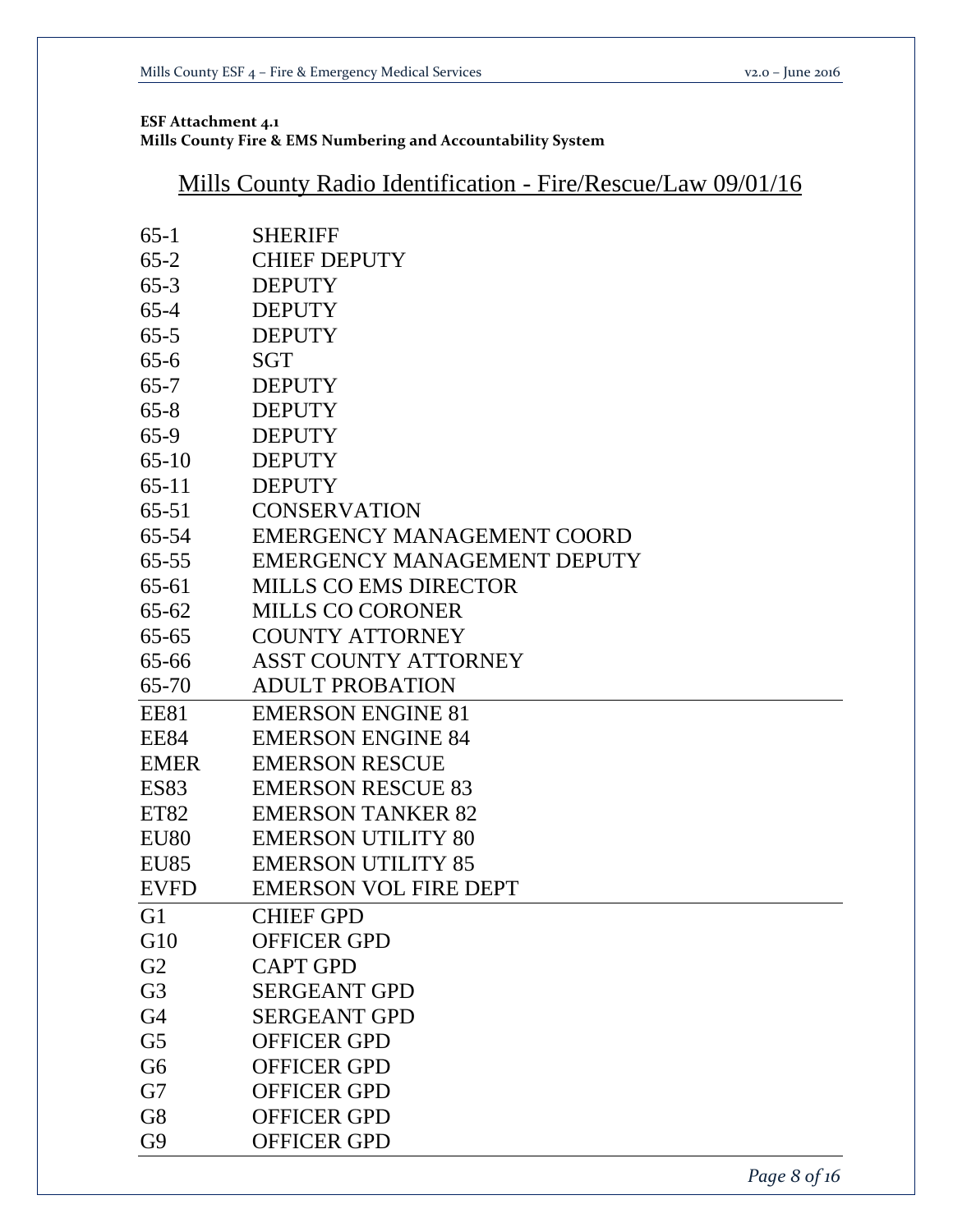**ESF Attachment 4.1**
**Mills County Fire & EMS Numbering and Accountability System**

## Mills County Radio Identification - Fire/Rescue/Law 09/01/16

| | |
|---|---|
| 65-1 | SHERIFF |
| 65-2 | CHIEF DEPUTY |
| 65-3 | DEPUTY |
| 65-4 | DEPUTY |
| 65-5 | DEPUTY |
| 65-6 | SGT |
| 65-7 | DEPUTY |
| 65-8 | DEPUTY |
| 65-9 | DEPUTY |
| 65-10 | DEPUTY |
| 65-11 | DEPUTY |
| 65-51 | CONSERVATION |
| 65-54 | EMERGENCY MANAGEMENT COORD |
| 65-55 | EMERGENCY MANAGEMENT DEPUTY |
| 65-61 | MILLS CO EMS DIRECTOR |
| 65-62 | MILLS CO CORONER |
| 65-65 | COUNTY ATTORNEY |
| 65-66 | ASST COUNTY ATTORNEY |
| 65-70 | ADULT PROBATION |
| EE81 | EMERSON ENGINE 81 |
| EE84 | EMERSON ENGINE 84 |
| EMER | EMERSON RESCUE |
| ES83 | EMERSON RESCUE 83 |
| ET82 | EMERSON TANKER 82 |
| EU80 | EMERSON UTILITY 80 |
| EU85 | EMERSON UTILITY 85 |
| EVFD | EMERSON VOL FIRE DEPT |
| G1 | CHIEF GPD |
| G10 | OFFICER GPD |
| G2 | CAPT GPD |
| G3 | SERGEANT GPD |
| G4 | SERGEANT GPD |
| G5 | OFFICER GPD |
| G6 | OFFICER GPD |
| G7 | OFFICER GPD |
| G8 | OFFICER GPD |
| G9 | OFFICER GPD |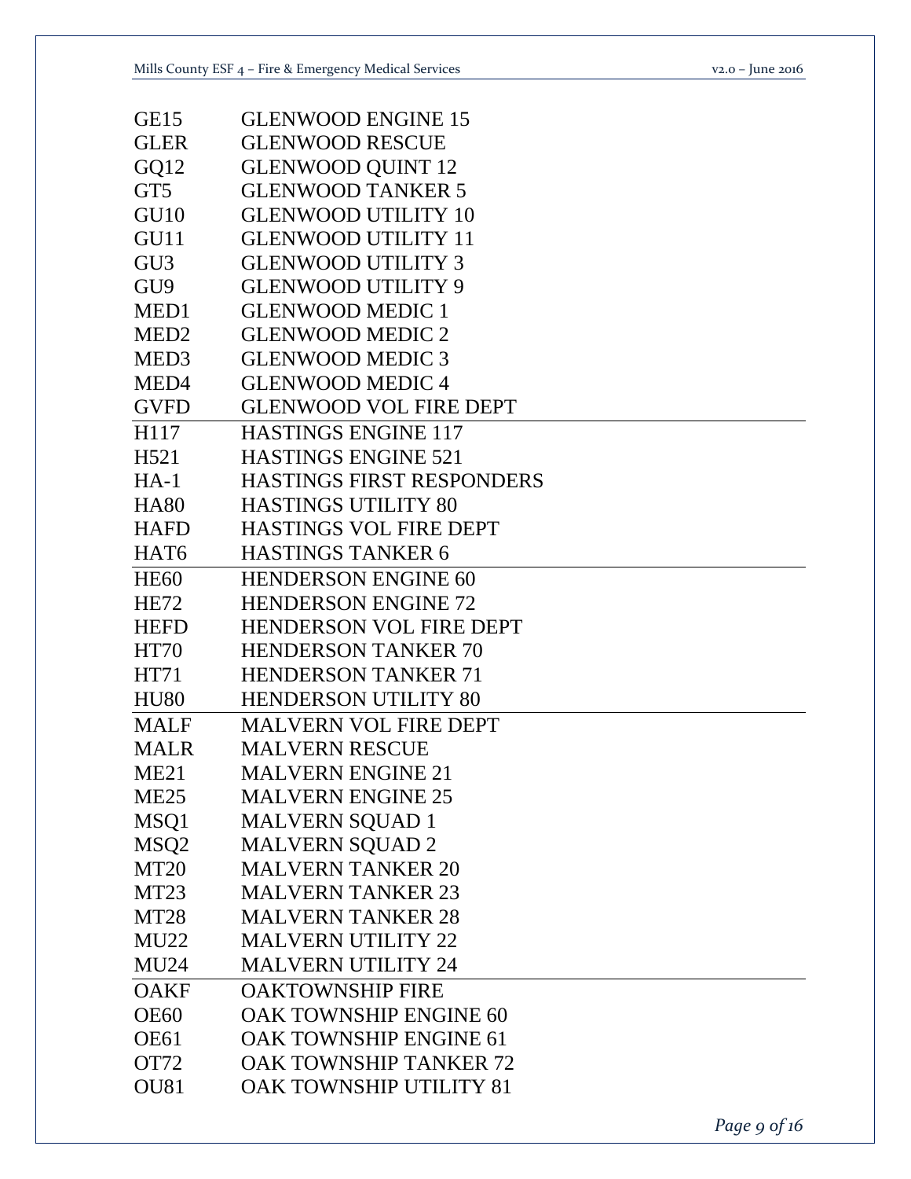| | |
|---|---|
| GE15 | GLENWOOD ENGINE 15 |
| GLER | GLENWOOD RESCUE |
| GQ12 | GLENWOOD QUINT 12 |
| GT5 | GLENWOOD TANKER 5 |
| GU10 | GLENWOOD UTILITY 10 |
| GU11 | GLENWOOD UTILITY 11 |
| GU3 | GLENWOOD UTILITY 3 |
| GU9 | GLENWOOD UTILITY 9 |
| MED1 | GLENWOOD MEDIC 1 |
| MED2 | GLENWOOD MEDIC 2 |
| MED3 | GLENWOOD MEDIC 3 |
| MED4 | GLENWOOD MEDIC 4 |
| GVFD | GLENWOOD VOL FIRE DEPT |
| H117 | HASTINGS ENGINE 117 |
| H521 | HASTINGS ENGINE 521 |
| HA-1 | HASTINGS FIRST RESPONDERS |
| HA80 | HASTINGS UTILITY 80 |
| HAFD | HASTINGS VOL FIRE DEPT |
| HAT6 | HASTINGS TANKER 6 |
| HE60 | HENDERSON ENGINE 60 |
| HE72 | HENDERSON ENGINE 72 |
| HEFD | HENDERSON VOL FIRE DEPT |
| HT70 | HENDERSON TANKER 70 |
| HT71 | HENDERSON TANKER 71 |
| HU80 | HENDERSON UTILITY 80 |
| MALF | MALVERN VOL FIRE DEPT |
| MALR | MALVERN RESCUE |
| ME21 | MALVERN ENGINE 21 |
| ME25 | MALVERN ENGINE 25 |
| MSQ1 | MALVERN SQUAD 1 |
| MSQ2 | MALVERN SQUAD 2 |
| MT20 | MALVERN TANKER 20 |
| MT23 | MALVERN TANKER 23 |
| MT28 | MALVERN TANKER 28 |
| MU22 | MALVERN UTILITY 22 |
| MU24 | MALVERN UTILITY 24 |
| OAKF | OAKTOWNSHIP FIRE |
| OE60 | OAK TOWNSHIP ENGINE 60 |
| OE61 | OAK TOWNSHIP ENGINE 61 |
| OT72 | OAK TOWNSHIP TANKER 72 |
| OU81 | OAK TOWNSHIP UTILITY 81 |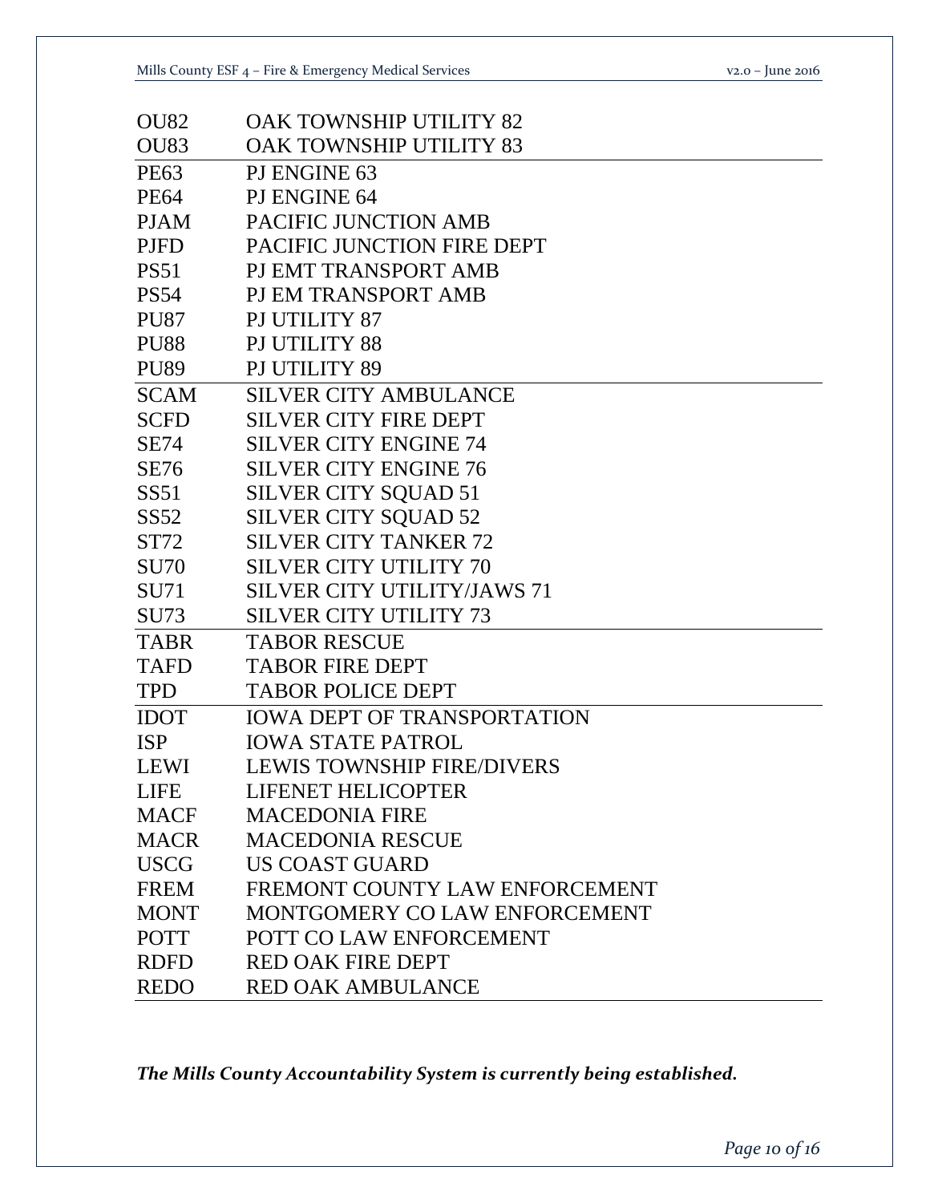| | |
|---|---|
| OU82 | OAK TOWNSHIP UTILITY 82 |
| OU83 | OAK TOWNSHIP UTILITY 83 |
| PE63 | PJ ENGINE 63 |
| PE64 | PJ ENGINE 64 |
| PJAM | PACIFIC JUNCTION AMB |
| PJFD | PACIFIC JUNCTION FIRE DEPT |
| PS51 | PJ EMT TRANSPORT AMB |
| PS54 | PJ EM TRANSPORT AMB |
| PU87 | PJ UTILITY 87 |
| PU88 | PJ UTILITY 88 |
| PU89 | PJ UTILITY 89 |
| SCAM | SILVER CITY AMBULANCE |
| SCFD | SILVER CITY FIRE DEPT |
| SE74 | SILVER CITY ENGINE 74 |
| SE76 | SILVER CITY ENGINE 76 |
| SS51 | SILVER CITY SQUAD 51 |
| SS52 | SILVER CITY SQUAD 52 |
| ST72 | SILVER CITY TANKER 72 |
| SU70 | SILVER CITY UTILITY 70 |
| SU71 | SILVER CITY UTILITY/JAWS 71 |
| SU73 | SILVER CITY UTILITY 73 |
| TABR | TABOR RESCUE |
| TAFD | TABOR FIRE DEPT |
| TPD | TABOR POLICE DEPT |
| IDOT | IOWA DEPT OF TRANSPORTATION |
| ISP | IOWA STATE PATROL |
| LEWI | LEWIS TOWNSHIP FIRE/DIVERS |
| LIFE | LIFENET HELICOPTER |
| MACF | MACEDONIA FIRE |
| MACR | MACEDONIA RESCUE |
| USCG | US COAST GUARD |
| FREM | FREMONT COUNTY LAW ENFORCEMENT |
| MONT | MONTGOMERY CO LAW ENFORCEMENT |
| POTT | POTT CO LAW ENFORCEMENT |
| RDFD | RED OAK FIRE DEPT |
| REDO | RED OAK AMBULANCE |

***The Mills County Accountability System is currently being established.***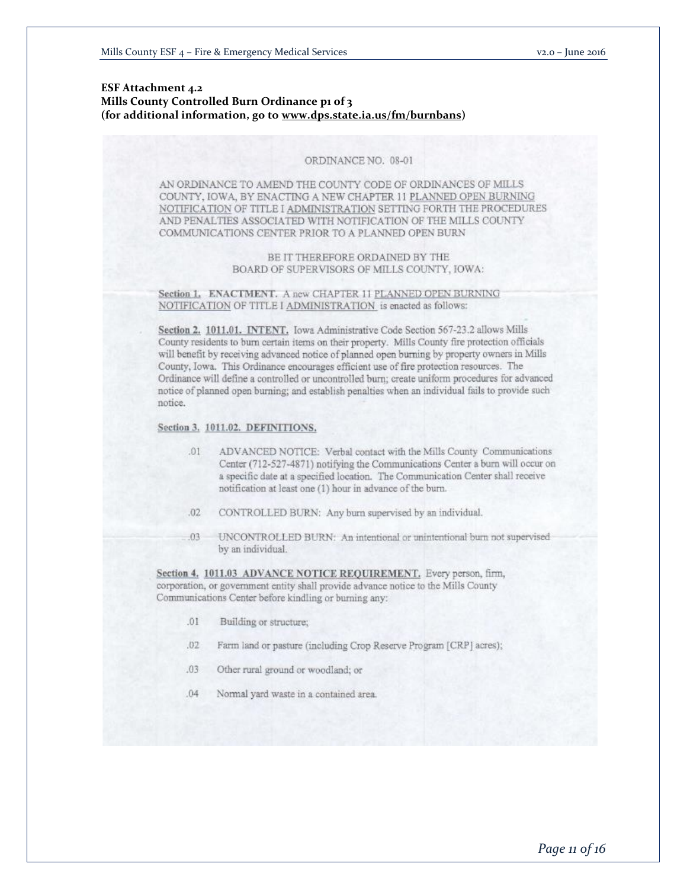**ESF Attachment 4.2**
**Mills County Controlled Burn Ordinance p1 of 3**
**(for additional information, go to www.dps.state.ia.us/fm/burnbans)**

ORDINANCE NO. 08-01

AN ORDINANCE TO AMEND THE COUNTY CODE OF ORDINANCES OF MILLS COUNTY, IOWA, BY ENACTING A NEW CHAPTER 11 PLANNED OPEN BURNING NOTIFICATION OF TITLE I ADMINISTRATION SETTING FORTH THE PROCEDURES AND PENALTIES ASSOCIATED WITH NOTIFICATION OF THE MILLS COUNTY COMMUNICATIONS CENTER PRIOR TO A PLANNED OPEN BURN

BE IT THEREFORE ORDAINED BY THE
BOARD OF SUPERVISORS OF MILLS COUNTY, IOWA:

**Section 1. ENACTMENT.** A new CHAPTER 11 PLANNED OPEN BURNING NOTIFICATION OF TITLE I ADMINISTRATION is enacted as follows:

**Section 2. 1011.01. INTENT.** Iowa Administrative Code Section 567-23.2 allows Mills County residents to burn certain items on their property. Mills County fire protection officials will benefit by receiving advanced notice of planned open burning by property owners in Mills County, Iowa. This Ordinance encourages efficient use of fire protection resources. The Ordinance will define a controlled or uncontrolled burn; create uniform procedures for advanced notice of planned open burning; and establish penalties when an individual fails to provide such notice.

**Section 3. 1011.02. DEFINITIONS.**

.01 ADVANCED NOTICE: Verbal contact with the Mills County Communications Center (712-527-4871) notifying the Communications Center a burn will occur on a specific date at a specified location. The Communication Center shall receive notification at least one (1) hour in advance of the burn.

.02 CONTROLLED BURN: Any burn supervised by an individual.

.03 UNCONTROLLED BURN: An intentional or unintentional burn not supervised by an individual.

**Section 4. 1011.03 ADVANCE NOTICE REQUIREMENT.** Every person, firm, corporation, or government entity shall provide advance notice to the Mills County Communications Center before kindling or burning any:

.01 Building or structure;

.02 Farm land or pasture (including Crop Reserve Program [CRP] acres);

.03 Other rural ground or woodland; or

.04 Normal yard waste in a contained area.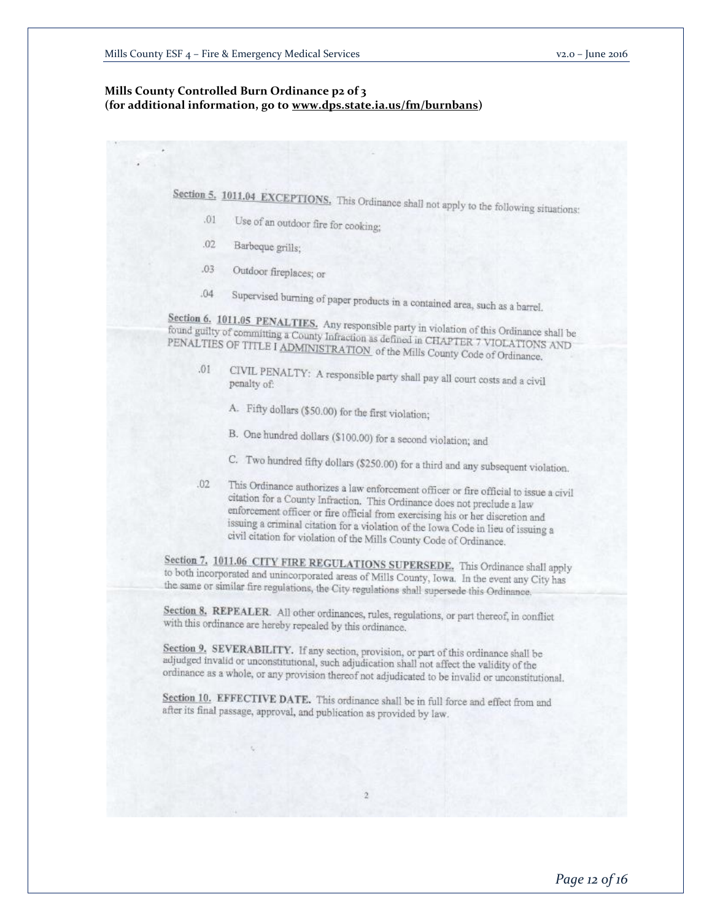**Mills County Controlled Burn Ordinance p2 of 3**
**(for additional information, go to www.dps.state.ia.us/fm/burnbans)**

**Section 5. 1011.04 EXCEPTIONS.** This Ordinance shall not apply to the following situations:

.01 Use of an outdoor fire for cooking;

.02 Barbeque grills;

.03 Outdoor fireplaces; or

.04 Supervised burning of paper products in a contained area, such as a barrel.

**Section 6. 1011.05 PENALTIES.** Any responsible party in violation of this Ordinance shall be found guilty of committing a County Infraction as defined in CHAPTER 7 VIOLATIONS AND PENALTIES OF TITLE I ADMINISTRATION of the Mills County Code of Ordinance.

.01 CIVIL PENALTY: A responsible party shall pay all court costs and a civil penalty of:

A. Fifty dollars ($50.00) for the first violation;

B. One hundred dollars ($100.00) for a second violation; and

C. Two hundred fifty dollars ($250.00) for a third and any subsequent violation.

.02 This Ordinance authorizes a law enforcement officer or fire official to issue a civil citation for a County Infraction. This Ordinance does not preclude a law enforcement officer or fire official from exercising his or her discretion and issuing a criminal citation for a violation of the Iowa Code in lieu of issuing a civil citation for violation of the Mills County Code of Ordinance.

**Section 7. 1011.06 CITY FIRE REGULATIONS SUPERSEDE.** This Ordinance shall apply to both incorporated and unincorporated areas of Mills County, Iowa. In the event any City has the same or similar fire regulations, the City regulations shall supersede this Ordinance.

**Section 8. REPEALER.** All other ordinances, rules, regulations, or part thereof, in conflict with this ordinance are hereby repealed by this ordinance.

**Section 9. SEVERABILITY.** If any section, provision, or part of this ordinance shall be adjudged invalid or unconstitutional, such adjudication shall not affect the validity of the ordinance as a whole, or any provision thereof not adjudicated to be invalid or unconstitutional.

**Section 10. EFFECTIVE DATE.** This ordinance shall be in full force and effect from and after its final passage, approval, and publication as provided by law.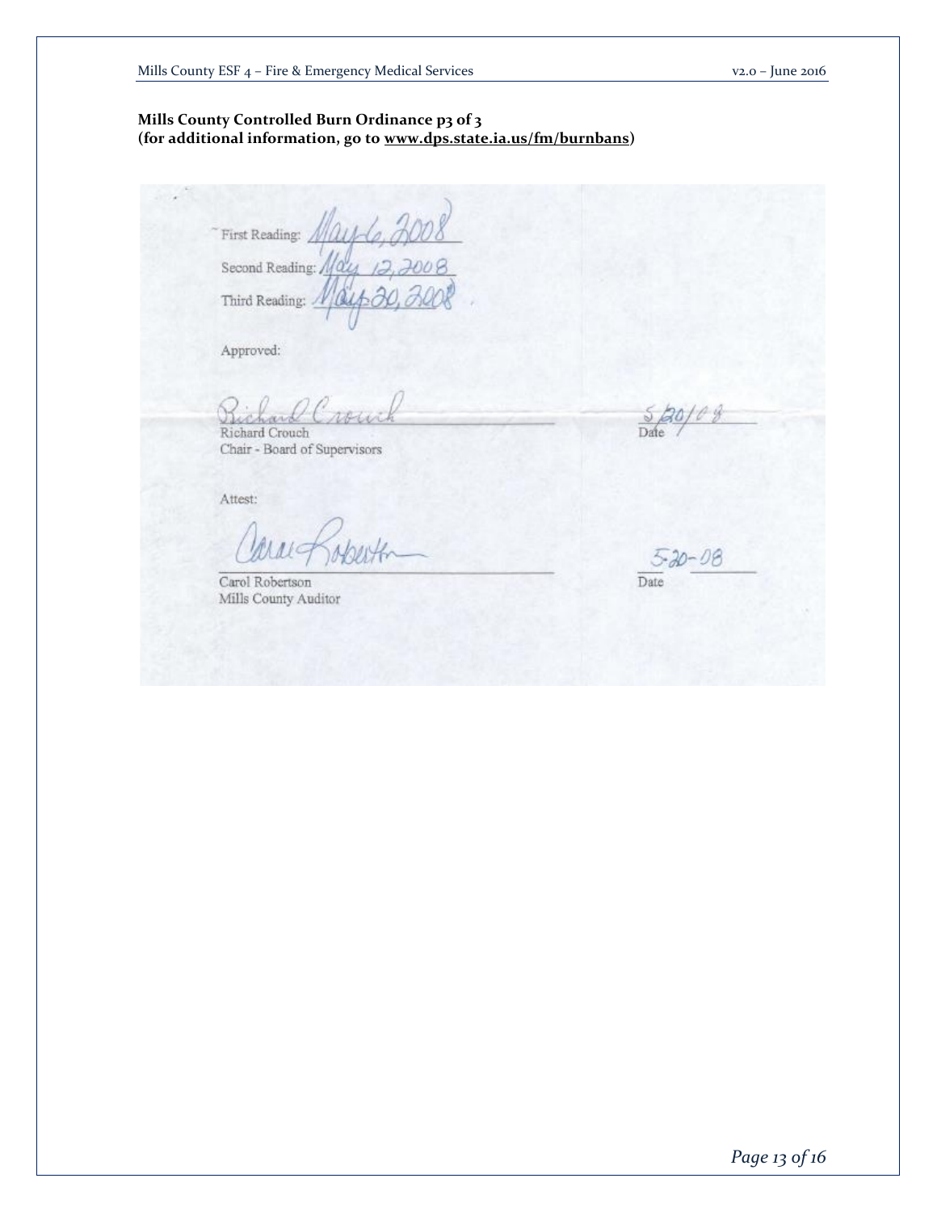**Mills County Controlled Burn Ordinance p3 of 3**
**(for additional information, go to [www.dps.state.ia.us/fm/burnbans](www.dps.state.ia.us/fm/burnbans))**

First Reading: May 6, 2008

Second Reading: May 12, 2008

Third Reading: May 20, 2008

Approved:

Richard Crouch — 5/20/08
Richard Crouch
Chair - Board of Supervisors
Date

Attest:

Carol Robertson — 5-20-08
Carol Robertson
Mills County Auditor
Date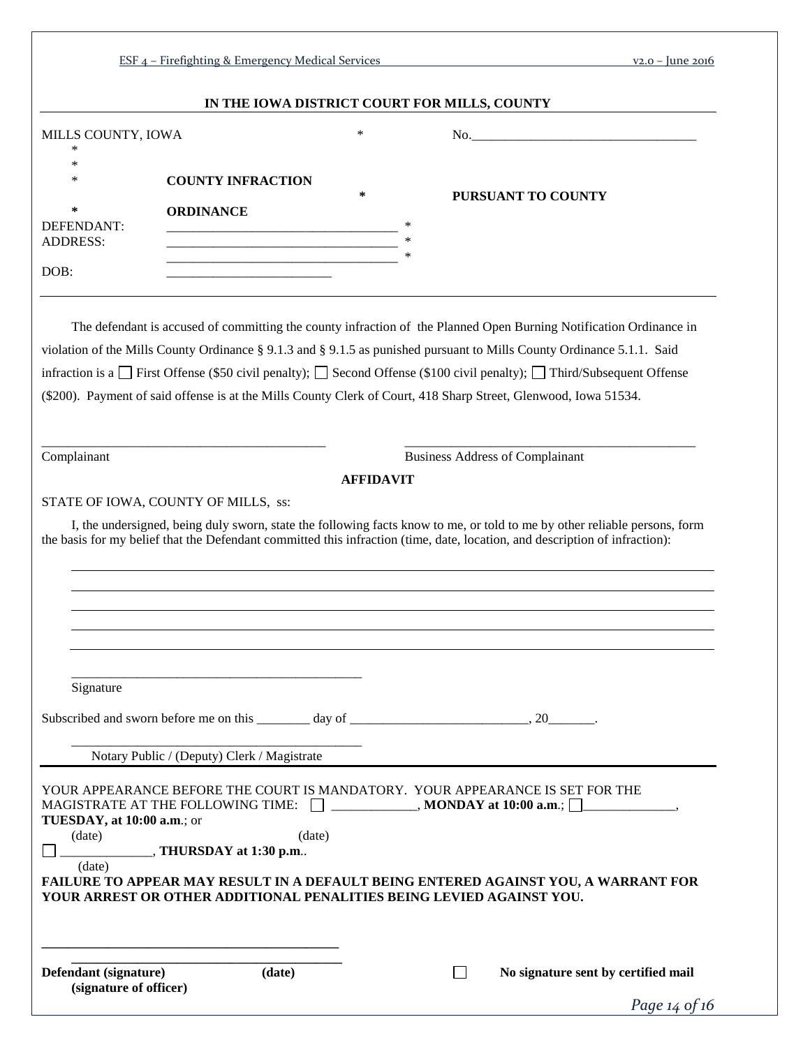**IN THE IOWA DISTRICT COURT FOR MILLS, COUNTY**

MILLS COUNTY, IOWA * No.___________________________________
\*
\*
\* **COUNTY INFRACTION** * **PURSUANT TO COUNTY**
**\*** **ORDINANCE**
DEFENDANT: __________________________________ *
ADDRESS: __________________________________ *
__________________________________ *
DOB: _________________________

---

The defendant is accused of committing the county infraction of the Planned Open Burning Notification Ordinance in violation of the Mills County Ordinance § 9.1.3 and § 9.1.5 as punished pursuant to Mills County Ordinance 5.1.1. Said infraction is a ☐ First Offense ($50 civil penalty); ☐ Second Offense ($100 civil penalty); ☐ Third/Subsequent Offense ($200). Payment of said offense is at the Mills County Clerk of Court, 418 Sharp Street, Glenwood, Iowa 51534.

___________________________________________ ______________________________________________
Complainant Business Address of Complainant

**AFFIDAVIT**

STATE OF IOWA, COUNTY OF MILLS, ss:

I, the undersigned, being duly sworn, state the following facts know to me, or told to me by other reliable persons, form the basis for my belief that the Defendant committed this infraction (time, date, location, and description of infraction):

______________________________________________________________________________________________
______________________________________________________________________________________________
______________________________________________________________________________________________
______________________________________________________________________________________________
______________________________________________________________________________________________

_____________________________________________
Signature

Subscribed and sworn before me on this ________ day of ___________________________, 20_______.

_____________________________________________
Notary Public / (Deputy) Clerk / Magistrate

---

YOUR APPEARANCE BEFORE THE COURT IS MANDATORY. YOUR APPEARANCE IS SET FOR THE MAGISTRATE AT THE FOLLOWING TIME: ☐ _____________, **MONDAY at 10:00 a.m**.; ☐______________, **TUESDAY, at 10:00 a.m**.; or
(date) (date)
☐ ______________, **THURSDAY at 1:30 p.m**..
(date)
**FAILURE TO APPEAR MAY RESULT IN A DEFAULT BEING ENTERED AGAINST YOU, A WARRANT FOR YOUR ARREST OR OTHER ADDITIONAL PENALITIES BEING LEVIED AGAINST YOU.**

_____________________________________________
_____________________________________________
**Defendant (signature)** **(date)** ☐ **No signature sent by certified mail**
**(signature of officer)**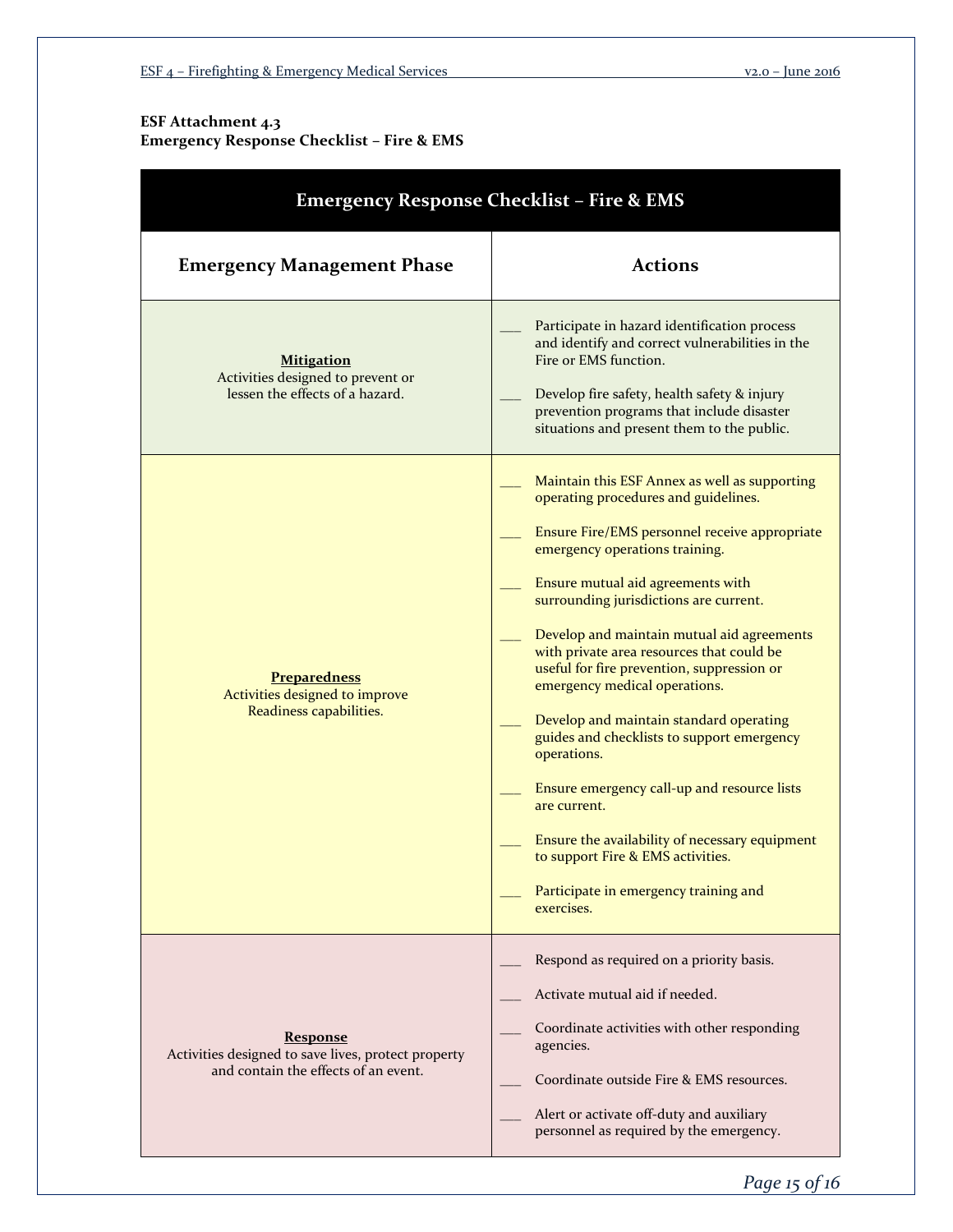**ESF Attachment 4.3**
**Emergency Response Checklist – Fire & EMS**

| Emergency Response Checklist – Fire & EMS | |
|---|---|
| **Emergency Management Phase** | **Actions** |
| **Mitigation**<br>Activities designed to prevent or lessen the effects of a hazard. | ___ Participate in hazard identification process and identify and correct vulnerabilities in the Fire or EMS function.<br><br>___ Develop fire safety, health safety & injury prevention programs that include disaster situations and present them to the public. |
| **Preparedness**<br>Activities designed to improve Readiness capabilities. | ___ Maintain this ESF Annex as well as supporting operating procedures and guidelines.<br><br>___ Ensure Fire/EMS personnel receive appropriate emergency operations training.<br><br>___ Ensure mutual aid agreements with surrounding jurisdictions are current.<br><br>___ Develop and maintain mutual aid agreements with private area resources that could be useful for fire prevention, suppression or emergency medical operations.<br><br>___ Develop and maintain standard operating guides and checklists to support emergency operations.<br><br>___ Ensure emergency call-up and resource lists are current.<br><br>___ Ensure the availability of necessary equipment to support Fire & EMS activities.<br><br>___ Participate in emergency training and exercises. |
| **Response**<br>Activities designed to save lives, protect property and contain the effects of an event. | ___ Respond as required on a priority basis.<br><br>___ Activate mutual aid if needed.<br><br>___ Coordinate activities with other responding agencies.<br><br>___ Coordinate outside Fire & EMS resources.<br><br>___ Alert or activate off-duty and auxiliary personnel as required by the emergency. |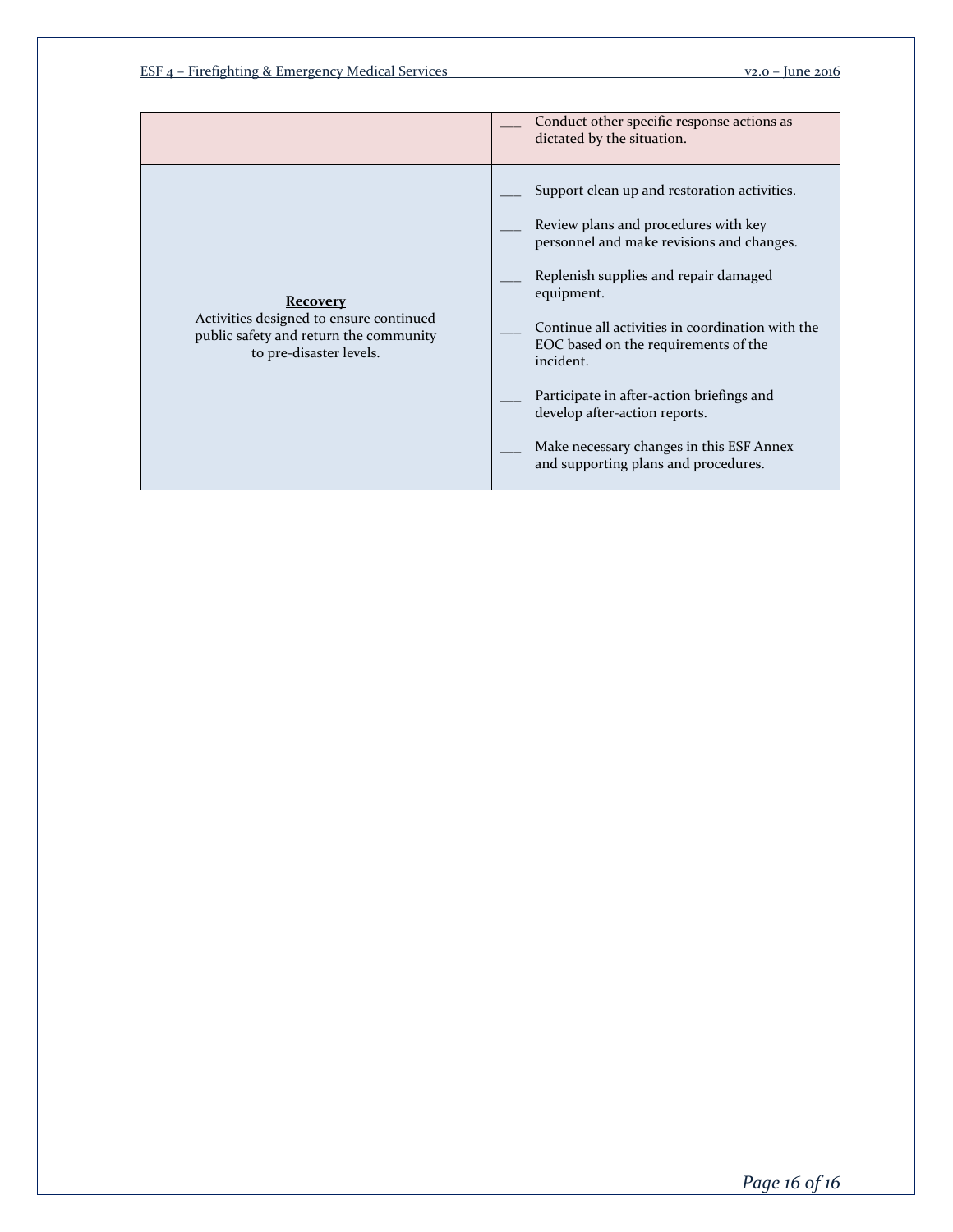| | |
|---|---|
| | ___ Conduct other specific response actions as dictated by the situation. |
| **Recovery**<br>Activities designed to ensure continued public safety and return the community to pre-disaster levels. | ___ Support clean up and restoration activities.<br><br>___ Review plans and procedures with key personnel and make revisions and changes.<br><br>___ Replenish supplies and repair damaged equipment.<br><br>___ Continue all activities in coordination with the EOC based on the requirements of the incident.<br><br>___ Participate in after-action briefings and develop after-action reports.<br><br>___ Make necessary changes in this ESF Annex and supporting plans and procedures. |